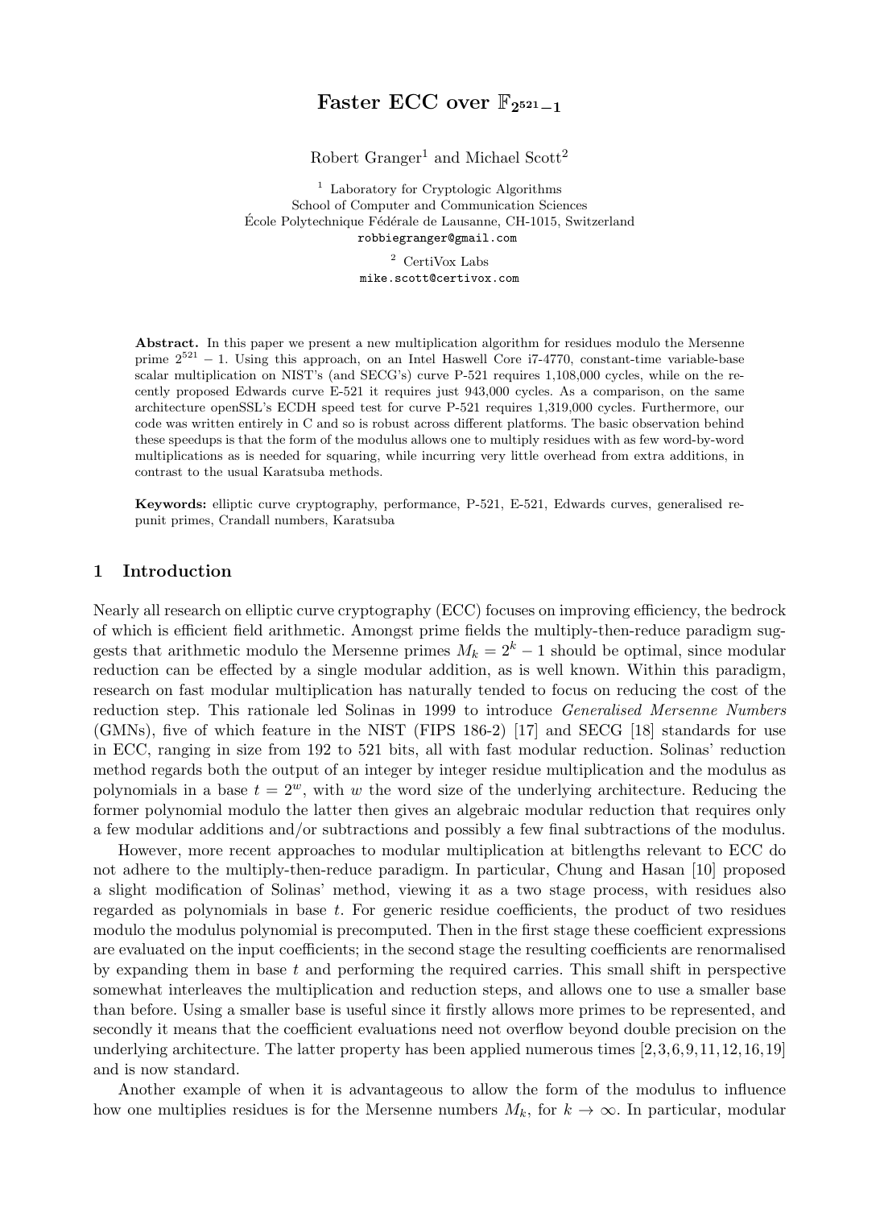# Faster ECC over $\mathbb{F}_{2^{521}-1}$

Robert Granger[1] and Michael Scott[2]

[1] Laboratory for Cryptologic Algorithms
School of Computer and Communication Sciences
École Polytechnique Fédérale de Lausanne, CH-1015, Switzerland
robbiegranger@gmail.com

[2] CertiVox Labs
mike.scott@certivox.com

**Abstract.** In this paper we present a new multiplication algorithm for residues modulo the Mersenne prime $2^{521} - 1$. Using this approach, on an Intel Haswell Core i7-4770, constant-time variable-base scalar multiplication on NIST's (and SECG's) curve P-521 requires 1,108,000 cycles, while on the recently proposed Edwards curve E-521 it requires just 943,000 cycles. As a comparison, on the same architecture openSSL's ECDH speed test for curve P-521 requires 1,319,000 cycles. Furthermore, our code was written entirely in C and so is robust across different platforms. The basic observation behind these speedups is that the form of the modulus allows one to multiply residues with as few word-by-word multiplications as is needed for squaring, while incurring very little overhead from extra additions, in contrast to the usual Karatsuba methods.

**Keywords:** elliptic curve cryptography, performance, P-521, E-521, Edwards curves, generalised repunit primes, Crandall numbers, Karatsuba

## 1 Introduction

Nearly all research on elliptic curve cryptography (ECC) focuses on improving efficiency, the bedrock of which is efficient field arithmetic. Amongst prime fields the multiply-then-reduce paradigm suggests that arithmetic modulo the Mersenne primes $M_k = 2^k - 1$ should be optimal, since modular reduction can be effected by a single modular addition, as is well known. Within this paradigm, research on fast modular multiplication has naturally tended to focus on reducing the cost of the reduction step. This rationale led Solinas in 1999 to introduce *Generalised Mersenne Numbers* (GMNs), five of which feature in the NIST (FIPS 186-2) [17] and SECG [18] standards for use in ECC, ranging in size from 192 to 521 bits, all with fast modular reduction. Solinas' reduction method regards both the output of an integer by integer residue multiplication and the modulus as polynomials in a base $t = 2^w$, with $w$ the word size of the underlying architecture. Reducing the former polynomial modulo the latter then gives an algebraic modular reduction that requires only a few modular additions and/or subtractions and possibly a few final subtractions of the modulus.

However, more recent approaches to modular multiplication at bitlengths relevant to ECC do not adhere to the multiply-then-reduce paradigm. In particular, Chung and Hasan [10] proposed a slight modification of Solinas' method, viewing it as a two stage process, with residues also regarded as polynomials in base $t$. For generic residue coefficients, the product of two residues modulo the modulus polynomial is precomputed. Then in the first stage these coefficient expressions are evaluated on the input coefficients; in the second stage the resulting coefficients are renormalised by expanding them in base $t$ and performing the required carries. This small shift in perspective somewhat interleaves the multiplication and reduction steps, and allows one to use a smaller base than before. Using a smaller base is useful since it firstly allows more primes to be represented, and secondly it means that the coefficient evaluations need not overflow beyond double precision on the underlying architecture. The latter property has been applied numerous times [2,3,6,9,11,12,16,19] and is now standard.

Another example of when it is advantageous to allow the form of the modulus to influence how one multiplies residues is for the Mersenne numbers $M_k$, for $k \to \infty$. In particular, modular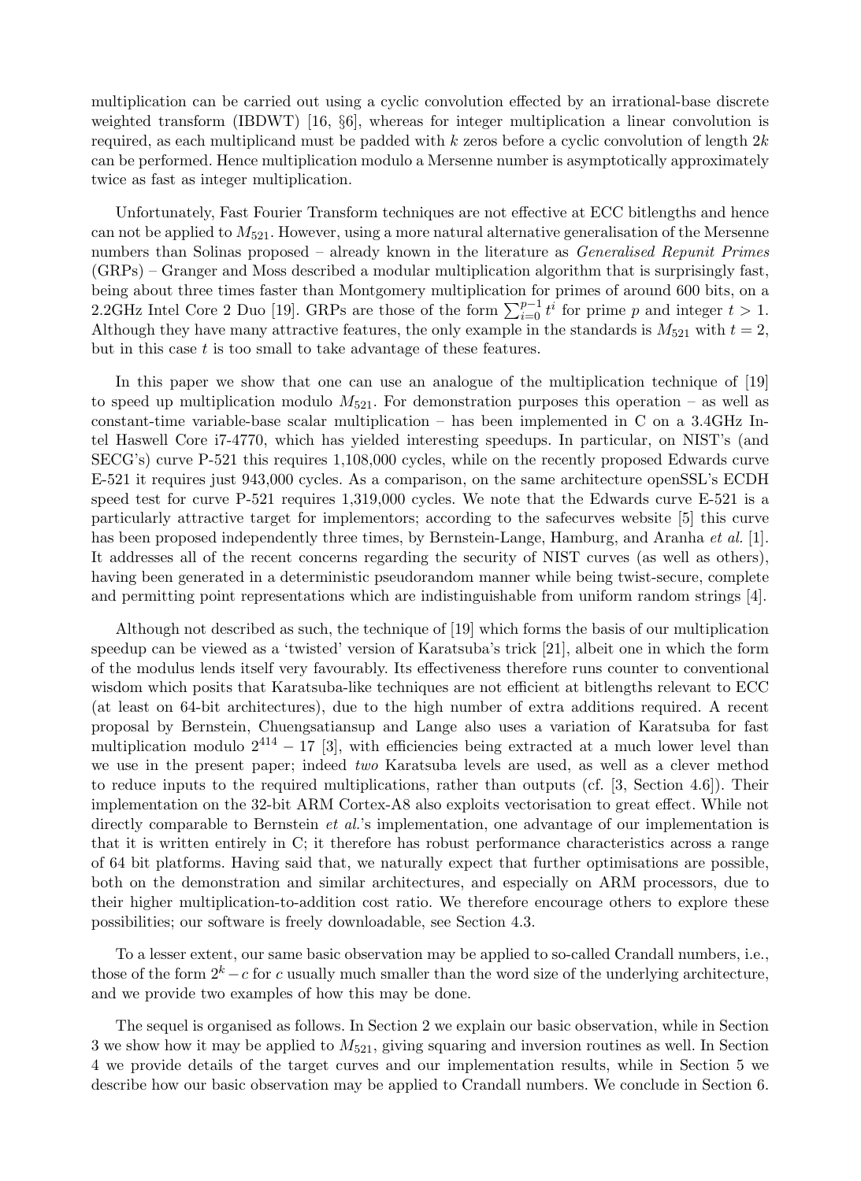multiplication can be carried out using a cyclic convolution effected by an irrational-base discrete weighted transform (IBDWT) [16, §6], whereas for integer multiplication a linear convolution is required, as each multiplicand must be padded with $k$ zeros before a cyclic convolution of length $2k$ can be performed. Hence multiplication modulo a Mersenne number is asymptotically approximately twice as fast as integer multiplication.

Unfortunately, Fast Fourier Transform techniques are not effective at ECC bitlengths and hence can not be applied to $M_{521}$. However, using a more natural alternative generalisation of the Mersenne numbers than Solinas proposed – already known in the literature as *Generalised Repunit Primes* (GRPs) – Granger and Moss described a modular multiplication algorithm that is surprisingly fast, being about three times faster than Montgomery multiplication for primes of around 600 bits, on a 2.2GHz Intel Core 2 Duo [19]. GRPs are those of the form $\sum_{i=0}^{p-1} t^i$ for prime $p$ and integer $t > 1$. Although they have many attractive features, the only example in the standards is $M_{521}$ with $t = 2$, but in this case $t$ is too small to take advantage of these features.

In this paper we show that one can use an analogue of the multiplication technique of [19] to speed up multiplication modulo $M_{521}$. For demonstration purposes this operation – as well as constant-time variable-base scalar multiplication – has been implemented in C on a 3.4GHz Intel Haswell Core i7-4770, which has yielded interesting speedups. In particular, on NIST's (and SECG's) curve P-521 this requires 1,108,000 cycles, while on the recently proposed Edwards curve E-521 it requires just 943,000 cycles. As a comparison, on the same architecture openSSL's ECDH speed test for curve P-521 requires 1,319,000 cycles. We note that the Edwards curve E-521 is a particularly attractive target for implementors; according to the safecurves website [5] this curve has been proposed independently three times, by Bernstein-Lange, Hamburg, and Aranha *et al.* [1]. It addresses all of the recent concerns regarding the security of NIST curves (as well as others), having been generated in a deterministic pseudorandom manner while being twist-secure, complete and permitting point representations which are indistinguishable from uniform random strings [4].

Although not described as such, the technique of [19] which forms the basis of our multiplication speedup can be viewed as a 'twisted' version of Karatsuba's trick [21], albeit one in which the form of the modulus lends itself very favourably. Its effectiveness therefore runs counter to conventional wisdom which posits that Karatsuba-like techniques are not efficient at bitlengths relevant to ECC (at least on 64-bit architectures), due to the high number of extra additions required. A recent proposal by Bernstein, Chuengsatiansup and Lange also uses a variation of Karatsuba for fast multiplication modulo $2^{414} - 17$ [3], with efficiencies being extracted at a much lower level than we use in the present paper; indeed *two* Karatsuba levels are used, as well as a clever method to reduce inputs to the required multiplications, rather than outputs (cf. [3, Section 4.6]). Their implementation on the 32-bit ARM Cortex-A8 also exploits vectorisation to great effect. While not directly comparable to Bernstein *et al.*'s implementation, one advantage of our implementation is that it is written entirely in C; it therefore has robust performance characteristics across a range of 64 bit platforms. Having said that, we naturally expect that further optimisations are possible, both on the demonstration and similar architectures, and especially on ARM processors, due to their higher multiplication-to-addition cost ratio. We therefore encourage others to explore these possibilities; our software is freely downloadable, see Section 4.3.

To a lesser extent, our same basic observation may be applied to so-called Crandall numbers, i.e., those of the form $2^k - c$ for $c$ usually much smaller than the word size of the underlying architecture, and we provide two examples of how this may be done.

The sequel is organised as follows. In Section 2 we explain our basic observation, while in Section 3 we show how it may be applied to $M_{521}$, giving squaring and inversion routines as well. In Section 4 we provide details of the target curves and our implementation results, while in Section 5 we describe how our basic observation may be applied to Crandall numbers. We conclude in Section 6.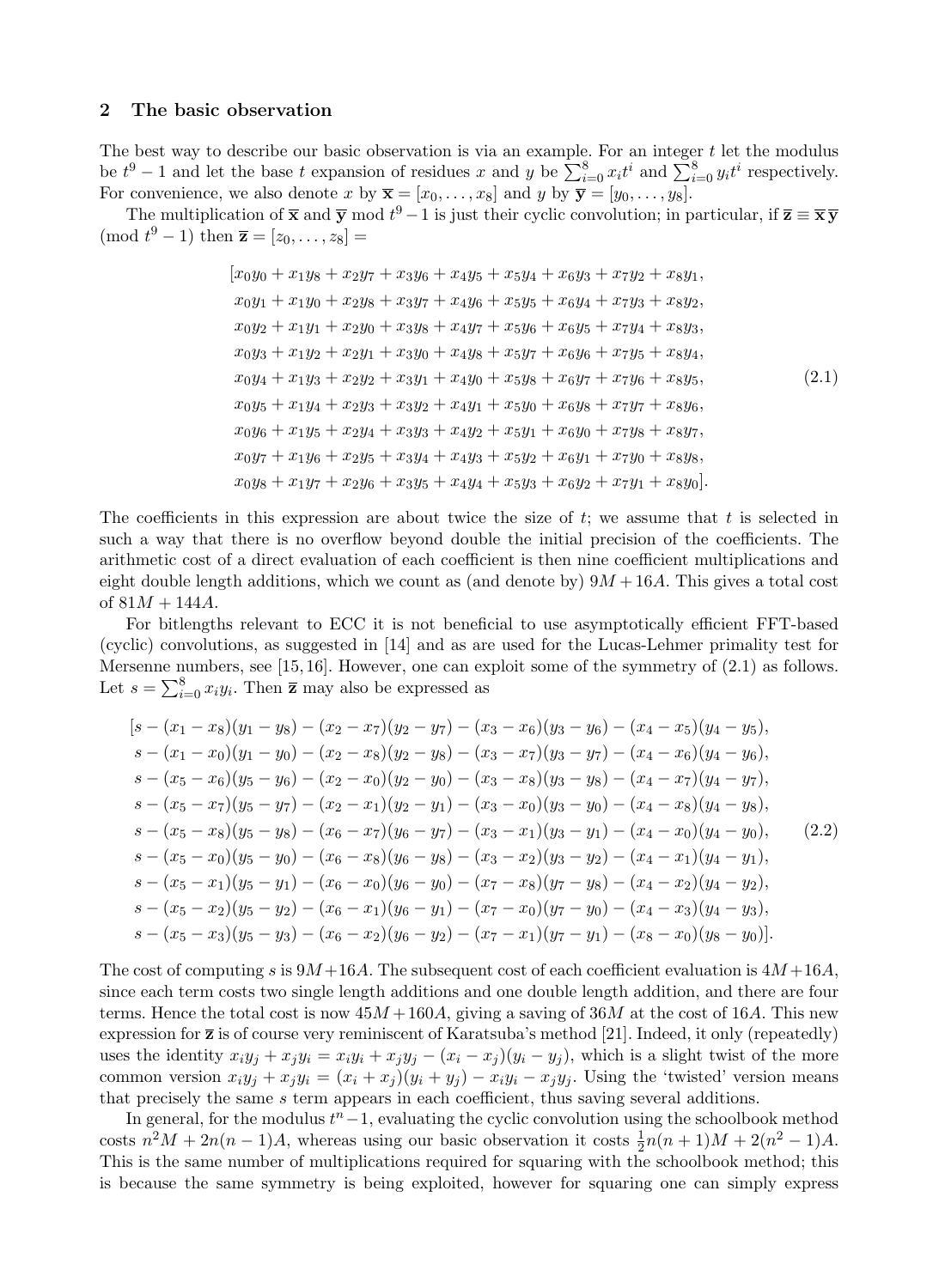## 2 The basic observation

The best way to describe our basic observation is via an example. For an integer $t$ let the modulus be $t^9 - 1$ and let the base $t$ expansion of residues $x$ and $y$ be $\sum_{i=0}^{8} x_i t^i$ and $\sum_{i=0}^{8} y_i t^i$ respectively. For convenience, we also denote $x$ by $\overline{\mathbf{x}} = [x_0, \ldots, x_8]$ and $y$ by $\overline{\mathbf{y}} = [y_0, \ldots, y_8]$.

The multiplication of $\overline{\mathbf{x}}$ and $\overline{\mathbf{y}}$ mod $t^9 - 1$ is just their cyclic convolution; in particular, if $\overline{\mathbf{z}} \equiv \overline{\mathbf{x}}\,\overline{\mathbf{y}} \pmod{t^9 - 1}$ then $\overline{\mathbf{z}} = [z_0, \ldots, z_8] =$

$$
\begin{aligned}
[&x_0y_0 + x_1y_8 + x_2y_7 + x_3y_6 + x_4y_5 + x_5y_4 + x_6y_3 + x_7y_2 + x_8y_1,\\
&x_0y_1 + x_1y_0 + x_2y_8 + x_3y_7 + x_4y_6 + x_5y_5 + x_6y_4 + x_7y_3 + x_8y_2,\\
&x_0y_2 + x_1y_1 + x_2y_0 + x_3y_8 + x_4y_7 + x_5y_6 + x_6y_5 + x_7y_4 + x_8y_3,\\
&x_0y_3 + x_1y_2 + x_2y_1 + x_3y_0 + x_4y_8 + x_5y_7 + x_6y_6 + x_7y_5 + x_8y_4,\\
&x_0y_4 + x_1y_3 + x_2y_2 + x_3y_1 + x_4y_0 + x_5y_8 + x_6y_7 + x_7y_6 + x_8y_5,\\
&x_0y_5 + x_1y_4 + x_2y_3 + x_3y_2 + x_4y_1 + x_5y_0 + x_6y_8 + x_7y_7 + x_8y_6,\\
&x_0y_6 + x_1y_5 + x_2y_4 + x_3y_3 + x_4y_2 + x_5y_1 + x_6y_0 + x_7y_8 + x_8y_7,\\
&x_0y_7 + x_1y_6 + x_2y_5 + x_3y_4 + x_4y_3 + x_5y_2 + x_6y_1 + x_7y_0 + x_8y_8,\\
&x_0y_8 + x_1y_7 + x_2y_6 + x_3y_5 + x_4y_4 + x_5y_3 + x_6y_2 + x_7y_1 + x_8y_0].
\end{aligned}
\tag{2.1}
$$

The coefficients in this expression are about twice the size of $t$; we assume that $t$ is selected in such a way that there is no overflow beyond double the initial precision of the coefficients. The arithmetic cost of a direct evaluation of each coefficient is then nine coefficient multiplications and eight double length additions, which we count as (and denote by) $9M + 16A$. This gives a total cost of $81M + 144A$.

For bitlengths relevant to ECC it is not beneficial to use asymptotically efficient FFT-based (cyclic) convolutions, as suggested in [14] and as are used for the Lucas-Lehmer primality test for Mersenne numbers, see [15, 16]. However, one can exploit some of the symmetry of (2.1) as follows. Let $s = \sum_{i=0}^{8} x_i y_i$. Then $\overline{\mathbf{z}}$ may also be expressed as

$$
\begin{aligned}
[&s - (x_1 - x_8)(y_1 - y_8) - (x_2 - x_7)(y_2 - y_7) - (x_3 - x_6)(y_3 - y_6) - (x_4 - x_5)(y_4 - y_5),\\
&s - (x_1 - x_0)(y_1 - y_0) - (x_2 - x_8)(y_2 - y_8) - (x_3 - x_7)(y_3 - y_7) - (x_4 - x_6)(y_4 - y_6),\\
&s - (x_5 - x_6)(y_5 - y_6) - (x_2 - x_0)(y_2 - y_0) - (x_3 - x_8)(y_3 - y_8) - (x_4 - x_7)(y_4 - y_7),\\
&s - (x_5 - x_7)(y_5 - y_7) - (x_2 - x_1)(y_2 - y_1) - (x_3 - x_0)(y_3 - y_0) - (x_4 - x_8)(y_4 - y_8),\\
&s - (x_5 - x_8)(y_5 - y_8) - (x_6 - x_7)(y_6 - y_7) - (x_3 - x_1)(y_3 - y_1) - (x_4 - x_0)(y_4 - y_0),\\
&s - (x_5 - x_0)(y_5 - y_0) - (x_6 - x_8)(y_6 - y_8) - (x_3 - x_2)(y_3 - y_2) - (x_4 - x_1)(y_4 - y_1),\\
&s - (x_5 - x_1)(y_5 - y_1) - (x_6 - x_0)(y_6 - y_0) - (x_7 - x_8)(y_7 - y_8) - (x_4 - x_2)(y_4 - y_2),\\
&s - (x_5 - x_2)(y_5 - y_2) - (x_6 - x_1)(y_6 - y_1) - (x_7 - x_0)(y_7 - y_0) - (x_4 - x_3)(y_4 - y_3),\\
&s - (x_5 - x_3)(y_5 - y_3) - (x_6 - x_2)(y_6 - y_2) - (x_7 - x_1)(y_7 - y_1) - (x_8 - x_0)(y_8 - y_0)].
\end{aligned}
\tag{2.2}
$$

The cost of computing $s$ is $9M + 16A$. The subsequent cost of each coefficient evaluation is $4M + 16A$, since each term costs two single length additions and one double length addition, and there are four terms. Hence the total cost is now $45M + 160A$, giving a saving of $36M$ at the cost of $16A$. This new expression for $\overline{\mathbf{z}}$ is of course very reminiscent of Karatsuba's method [21]. Indeed, it only (repeatedly) uses the identity $x_i y_j + x_j y_i = x_i y_i + x_j y_j - (x_i - x_j)(y_i - y_j)$, which is a slight twist of the more common version $x_i y_j + x_j y_i = (x_i + x_j)(y_i + y_j) - x_i y_i - x_j y_j$. Using the 'twisted' version means that precisely the same $s$ term appears in each coefficient, thus saving several additions.

In general, for the modulus $t^n - 1$, evaluating the cyclic convolution using the schoolbook method costs $n^2 M + 2n(n-1)A$, whereas using our basic observation it costs $\frac{1}{2}n(n+1)M + 2(n^2 - 1)A$. This is the same number of multiplications required for squaring with the schoolbook method; this is because the same symmetry is being exploited, however for squaring one can simply express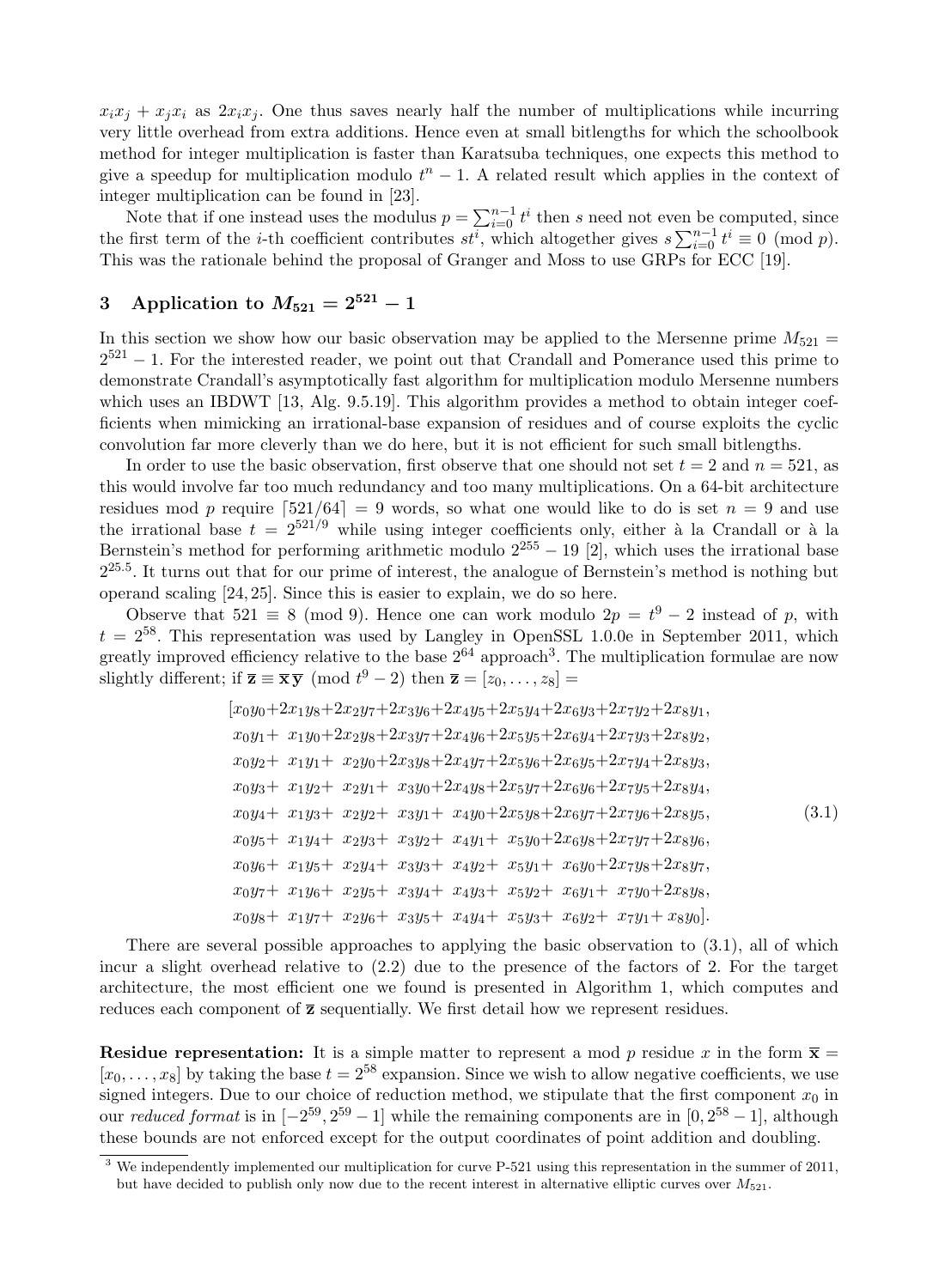$x_ix_j + x_jx_i$ as $2x_ix_j$. One thus saves nearly half the number of multiplications while incurring very little overhead from extra additions. Hence even at small bitlengths for which the schoolbook method for integer multiplication is faster than Karatsuba techniques, one expects this method to give a speedup for multiplication modulo $t^n - 1$. A related result which applies in the context of integer multiplication can be found in [23].

Note that if one instead uses the modulus $p = \sum_{i=0}^{n-1} t^i$ then $s$ need not even be computed, since the first term of the $i$-th coefficient contributes $st^i$, which altogether gives $s \sum_{i=0}^{n-1} t^i \equiv 0 \pmod{p}$. This was the rationale behind the proposal of Granger and Moss to use GRPs for ECC [19].

## 3 Application to $M_{521} = 2^{521} - 1$

In this section we show how our basic observation may be applied to the Mersenne prime $M_{521} = 2^{521} - 1$. For the interested reader, we point out that Crandall and Pomerance used this prime to demonstrate Crandall's asymptotically fast algorithm for multiplication modulo Mersenne numbers which uses an IBDWT [13, Alg. 9.5.19]. This algorithm provides a method to obtain integer coefficients when mimicking an irrational-base expansion of residues and of course exploits the cyclic convolution far more cleverly than we do here, but it is not efficient for such small bitlengths.

In order to use the basic observation, first observe that one should not set $t = 2$ and $n = 521$, as this would involve far too much redundancy and too many multiplications. On a 64-bit architecture residues mod $p$ require $\lceil 521/64 \rceil = 9$ words, so what one would like to do is set $n = 9$ and use the irrational base $t = 2^{521/9}$ while using integer coefficients only, either à la Crandall or à la Bernstein's method for performing arithmetic modulo $2^{255} - 19$ [2], which uses the irrational base $2^{25.5}$. It turns out that for our prime of interest, the analogue of Bernstein's method is nothing but operand scaling [24, 25]. Since this is easier to explain, we do so here.

Observe that $521 \equiv 8 \pmod{9}$. Hence one can work modulo $2p = t^9 - 2$ instead of $p$, with $t = 2^{58}$. This representation was used by Langley in OpenSSL 1.0.0e in September 2011, which greatly improved efficiency relative to the base $2^{64}$ approach[3]. The multiplication formulae are now slightly different; if $\overline{\mathbf{z}} \equiv \overline{\mathbf{x}}\,\overline{\mathbf{y}} \pmod{t^9 - 2}$ then $\overline{\mathbf{z}} = [z_0, \ldots, z_8] =$

$$
\begin{aligned}
&[x_0y_0{+}2x_1y_8{+}2x_2y_7{+}2x_3y_6{+}2x_4y_5{+}2x_5y_4{+}2x_6y_3{+}2x_7y_2{+}2x_8y_1,\\
&\;\; x_0y_1{+}\;\;x_1y_0{+}2x_2y_8{+}2x_3y_7{+}2x_4y_6{+}2x_5y_5{+}2x_6y_4{+}2x_7y_3{+}2x_8y_2,\\
&\;\; x_0y_2{+}\;\;x_1y_1{+}\;\;x_2y_0{+}2x_3y_8{+}2x_4y_7{+}2x_5y_6{+}2x_6y_5{+}2x_7y_4{+}2x_8y_3,\\
&\;\; x_0y_3{+}\;\;x_1y_2{+}\;\;x_2y_1{+}\;\;x_3y_0{+}2x_4y_8{+}2x_5y_7{+}2x_6y_6{+}2x_7y_5{+}2x_8y_4,\\
&\;\; x_0y_4{+}\;\;x_1y_3{+}\;\;x_2y_2{+}\;\;x_3y_1{+}\;\;x_4y_0{+}2x_5y_8{+}2x_6y_7{+}2x_7y_6{+}2x_8y_5,\\
&\;\; x_0y_5{+}\;\;x_1y_4{+}\;\;x_2y_3{+}\;\;x_3y_2{+}\;\;x_4y_1{+}\;\;x_5y_0{+}2x_6y_8{+}2x_7y_7{+}2x_8y_6,\\
&\;\; x_0y_6{+}\;\;x_1y_5{+}\;\;x_2y_4{+}\;\;x_3y_3{+}\;\;x_4y_2{+}\;\;x_5y_1{+}\;\;x_6y_0{+}2x_7y_8{+}2x_8y_7,\\
&\;\; x_0y_7{+}\;\;x_1y_6{+}\;\;x_2y_5{+}\;\;x_3y_4{+}\;\;x_4y_3{+}\;\;x_5y_2{+}\;\;x_6y_1{+}\;\;x_7y_0{+}2x_8y_8,\\
&\;\; x_0y_8{+}\;\;x_1y_7{+}\;\;x_2y_6{+}\;\;x_3y_5{+}\;\;x_4y_4{+}\;\;x_5y_3{+}\;\;x_6y_2{+}\;\;x_7y_1{+}\;\;x_8y_0].
\end{aligned}
\tag{3.1}
$$

There are several possible approaches to applying the basic observation to (3.1), all of which incur a slight overhead relative to (2.2) due to the presence of the factors of 2. For the target architecture, the most efficient one we found is presented in Algorithm 1, which computes and reduces each component of $\overline{\mathbf{z}}$ sequentially. We first detail how we represent residues.

**Residue representation:** It is a simple matter to represent a mod $p$ residue $x$ in the form $\overline{\mathbf{x}} = [x_0, \ldots, x_8]$ by taking the base $t = 2^{58}$ expansion. Since we wish to allow negative coefficients, we use signed integers. Due to our choice of reduction method, we stipulate that the first component $x_0$ in our *reduced format* is in $[-2^{59}, 2^{59} - 1]$ while the remaining components are in $[0, 2^{58} - 1]$, although these bounds are not enforced except for the output coordinates of point addition and doubling.

[3] We independently implemented our multiplication for curve P-521 using this representation in the summer of 2011, but have decided to publish only now due to the recent interest in alternative elliptic curves over $M_{521}$.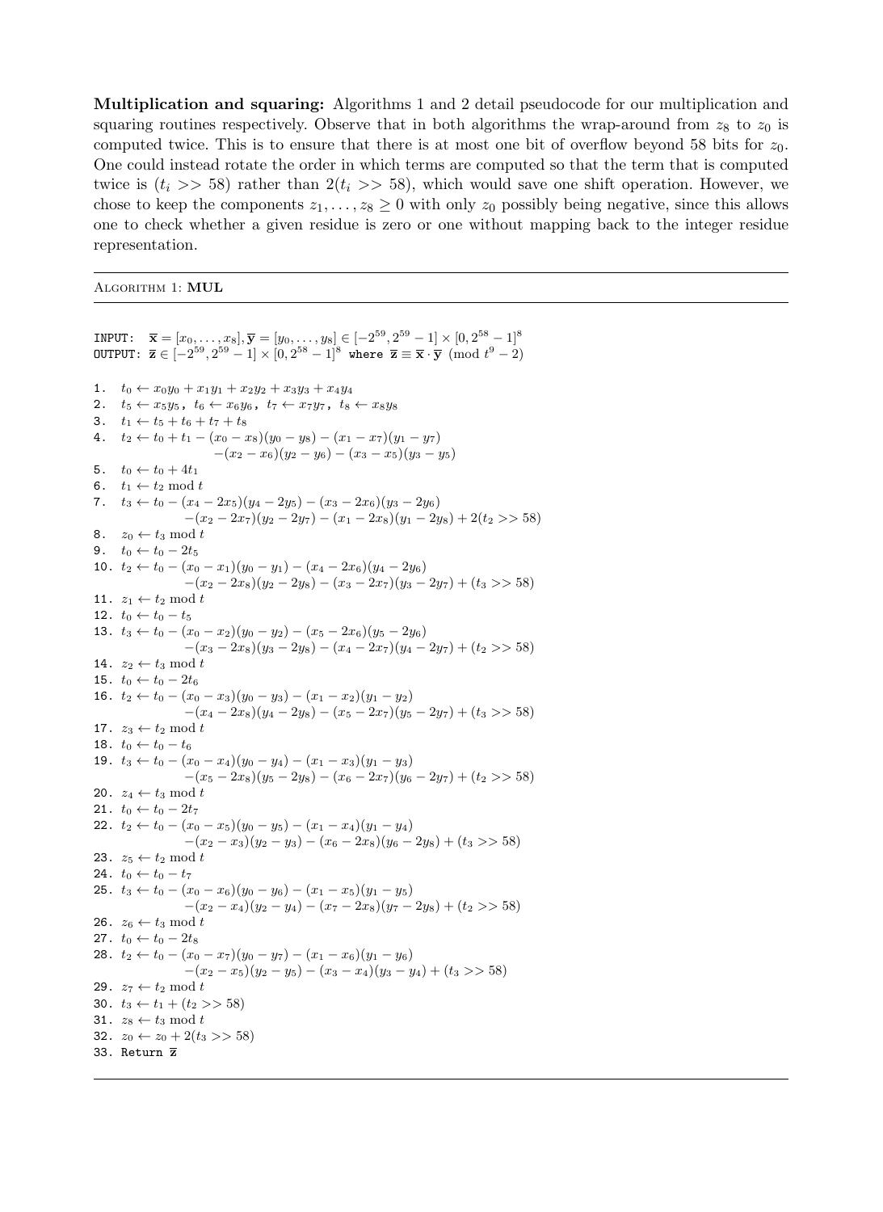**Multiplication and squaring:** Algorithms 1 and 2 detail pseudocode for our multiplication and squaring routines respectively. Observe that in both algorithms the wrap-around from $z_8$ to $z_0$ is computed twice. This is to ensure that there is at most one bit of overflow beyond 58 bits for $z_0$. One could instead rotate the order in which terms are computed so that the term that is computed twice is $(t_i >> 58)$ rather than $2(t_i >> 58)$, which would save one shift operation. However, we chose to keep the components $z_1, \ldots, z_8 \geq 0$ with only $z_0$ possibly being negative, since this allows one to check whether a given residue is zero or one without mapping back to the integer residue representation.

---

ALGORITHM 1: **MUL**

---

INPUT: $\overline{\mathbf{x}} = [x_0, \ldots, x_8], \overline{\mathbf{y}} = [y_0, \ldots, y_8] \in [-2^{59}, 2^{59}-1] \times [0, 2^{58}-1]^8$
OUTPUT: $\overline{\mathbf{z}} \in [-2^{59}, 2^{59}-1] \times [0, 2^{58}-1]^8$ where $\overline{\mathbf{z}} \equiv \overline{\mathbf{x}} \cdot \overline{\mathbf{y}} \pmod{t^9 - 2}$

1. $t_0 \leftarrow x_0y_0 + x_1y_1 + x_2y_2 + x_3y_3 + x_4y_4$
2. $t_5 \leftarrow x_5y_5$, $t_6 \leftarrow x_6y_6$, $t_7 \leftarrow x_7y_7$, $t_8 \leftarrow x_8y_8$
3. $t_1 \leftarrow t_5 + t_6 + t_7 + t_8$
4. $t_2 \leftarrow t_0 + t_1 - (x_0 - x_8)(y_0 - y_8) - (x_1 - x_7)(y_1 - y_7) - (x_2 - x_6)(y_2 - y_6) - (x_3 - x_5)(y_3 - y_5)$
5. $t_0 \leftarrow t_0 + 4t_1$
6. $t_1 \leftarrow t_2 \bmod t$
7. $t_3 \leftarrow t_0 - (x_4 - 2x_5)(y_4 - 2y_5) - (x_3 - 2x_6)(y_3 - 2y_6) - (x_2 - 2x_7)(y_2 - 2y_7) - (x_1 - 2x_8)(y_1 - 2y_8) + 2(t_2 >> 58)$
8. $z_0 \leftarrow t_3 \bmod t$
9. $t_0 \leftarrow t_0 - 2t_5$
10. $t_2 \leftarrow t_0 - (x_0 - x_1)(y_0 - y_1) - (x_4 - 2x_6)(y_4 - 2y_6) - (x_2 - 2x_8)(y_2 - 2y_8) - (x_3 - 2x_7)(y_3 - 2y_7) + (t_3 >> 58)$
11. $z_1 \leftarrow t_2 \bmod t$
12. $t_0 \leftarrow t_0 - t_5$
13. $t_3 \leftarrow t_0 - (x_0 - x_2)(y_0 - y_2) - (x_5 - 2x_6)(y_5 - 2y_6) - (x_3 - 2x_8)(y_3 - 2y_8) - (x_4 - 2x_7)(y_4 - 2y_7) + (t_2 >> 58)$
14. $z_2 \leftarrow t_3 \bmod t$
15. $t_0 \leftarrow t_0 - 2t_6$
16. $t_2 \leftarrow t_0 - (x_0 - x_3)(y_0 - y_3) - (x_1 - x_2)(y_1 - y_2) - (x_4 - 2x_8)(y_4 - 2y_8) - (x_5 - 2x_7)(y_5 - 2y_7) + (t_3 >> 58)$
17. $z_3 \leftarrow t_2 \bmod t$
18. $t_0 \leftarrow t_0 - t_6$
19. $t_3 \leftarrow t_0 - (x_0 - x_4)(y_0 - y_4) - (x_1 - x_3)(y_1 - y_3) - (x_5 - 2x_8)(y_5 - 2y_8) - (x_6 - 2x_7)(y_6 - 2y_7) + (t_2 >> 58)$
20. $z_4 \leftarrow t_3 \bmod t$
21. $t_0 \leftarrow t_0 - 2t_7$
22. $t_2 \leftarrow t_0 - (x_0 - x_5)(y_0 - y_5) - (x_1 - x_4)(y_1 - y_4) - (x_2 - x_3)(y_2 - y_3) - (x_6 - 2x_8)(y_6 - 2y_8) + (t_3 >> 58)$
23. $z_5 \leftarrow t_2 \bmod t$
24. $t_0 \leftarrow t_0 - t_7$
25. $t_3 \leftarrow t_0 - (x_0 - x_6)(y_0 - y_6) - (x_1 - x_5)(y_1 - y_5) - (x_2 - x_4)(y_2 - y_4) - (x_7 - 2x_8)(y_7 - 2y_8) + (t_2 >> 58)$
26. $z_6 \leftarrow t_3 \bmod t$
27. $t_0 \leftarrow t_0 - 2t_8$
28. $t_2 \leftarrow t_0 - (x_0 - x_7)(y_0 - y_7) - (x_1 - x_6)(y_1 - y_6) - (x_2 - x_5)(y_2 - y_5) - (x_3 - x_4)(y_3 - y_4) + (t_3 >> 58)$
29. $z_7 \leftarrow t_2 \bmod t$
30. $t_3 \leftarrow t_1 + (t_2 >> 58)$
31. $z_8 \leftarrow t_3 \bmod t$
32. $z_0 \leftarrow z_0 + 2(t_3 >> 58)$
33. Return $\overline{\mathbf{z}}$

---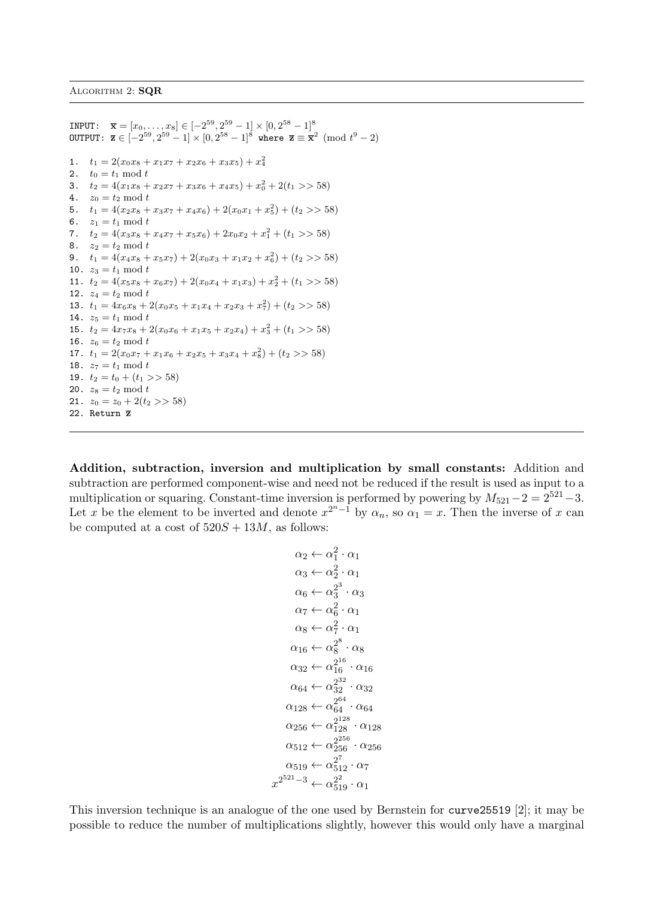Algorithm 2: **SQR**

```
INPUT:  x̄ = [x_0, ..., x_8] ∈ [−2^59, 2^59 − 1] × [0, 2^58 − 1]^8
OUTPUT: z̄ ∈ [−2^59, 2^59 − 1] × [0, 2^58 − 1]^8 where z̄ ≡ x̄^2 (mod t^9 − 2)
```

1. $t_1 = 2(x_0x_8 + x_1x_7 + x_2x_6 + x_3x_5) + x_4^2$
2. $t_0 = t_1 \bmod t$
3. $t_2 = 4(x_1x_8 + x_2x_7 + x_3x_6 + x_4x_5) + x_0^2 + 2(t_1 >> 58)$
4. $z_0 = t_2 \bmod t$
5. $t_1 = 4(x_2x_8 + x_3x_7 + x_4x_6) + 2(x_0x_1 + x_5^2) + (t_2 >> 58)$
6. $z_1 = t_1 \bmod t$
7. $t_2 = 4(x_3x_8 + x_4x_7 + x_5x_6) + 2x_0x_2 + x_1^2 + (t_1 >> 58)$
8. $z_2 = t_2 \bmod t$
9. $t_1 = 4(x_4x_8 + x_5x_7) + 2(x_0x_3 + x_1x_2 + x_6^2) + (t_2 >> 58)$
10. $z_3 = t_1 \bmod t$
11. $t_2 = 4(x_5x_8 + x_6x_7) + 2(x_0x_4 + x_1x_3) + x_2^2 + (t_1 >> 58)$
12. $z_4 = t_2 \bmod t$
13. $t_1 = 4x_6x_8 + 2(x_0x_5 + x_1x_4 + x_2x_3 + x_7^2) + (t_2 >> 58)$
14. $z_5 = t_1 \bmod t$
15. $t_2 = 4x_7x_8 + 2(x_0x_6 + x_1x_5 + x_2x_4) + x_3^2 + (t_1 >> 58)$
16. $z_6 = t_2 \bmod t$
17. $t_1 = 2(x_0x_7 + x_1x_6 + x_2x_5 + x_3x_4 + x_8^2) + (t_2 >> 58)$
18. $z_7 = t_1 \bmod t$
19. $t_2 = t_0 + (t_1 >> 58)$
20. $z_8 = t_2 \bmod t$
21. $z_0 = z_0 + 2(t_2 >> 58)$
22. Return $\overline{z}$

**Addition, subtraction, inversion and multiplication by small constants:** Addition and subtraction are performed component-wise and need not be reduced if the result is used as input to a multiplication or squaring. Constant-time inversion is performed by powering by $M_{521} - 2 = 2^{521} - 3$. Let $x$ be the element to be inverted and denote $x^{2^n - 1}$ by $\alpha_n$, so $\alpha_1 = x$. Then the inverse of $x$ can be computed at a cost of $520S + 13M$, as follows:

$$
\begin{aligned}
\alpha_2 &\leftarrow \alpha_1^2 \cdot \alpha_1 \\
\alpha_3 &\leftarrow \alpha_2^2 \cdot \alpha_1 \\
\alpha_6 &\leftarrow \alpha_3^{2^3} \cdot \alpha_3 \\
\alpha_7 &\leftarrow \alpha_6^2 \cdot \alpha_1 \\
\alpha_8 &\leftarrow \alpha_7^2 \cdot \alpha_1 \\
\alpha_{16} &\leftarrow \alpha_8^{2^8} \cdot \alpha_8 \\
\alpha_{32} &\leftarrow \alpha_{16}^{2^{16}} \cdot \alpha_{16} \\
\alpha_{64} &\leftarrow \alpha_{32}^{2^{32}} \cdot \alpha_{32} \\
\alpha_{128} &\leftarrow \alpha_{64}^{2^{64}} \cdot \alpha_{64} \\
\alpha_{256} &\leftarrow \alpha_{128}^{2^{128}} \cdot \alpha_{128} \\
\alpha_{512} &\leftarrow \alpha_{256}^{2^{256}} \cdot \alpha_{256} \\
\alpha_{519} &\leftarrow \alpha_{512}^{2^7} \cdot \alpha_7 \\
x^{2^{521}-3} &\leftarrow \alpha_{519}^{2^2} \cdot \alpha_1
\end{aligned}
$$

This inversion technique is an analogue of the one used by Bernstein for `curve25519` [2]; it may be possible to reduce the number of multiplications slightly, however this would only have a marginal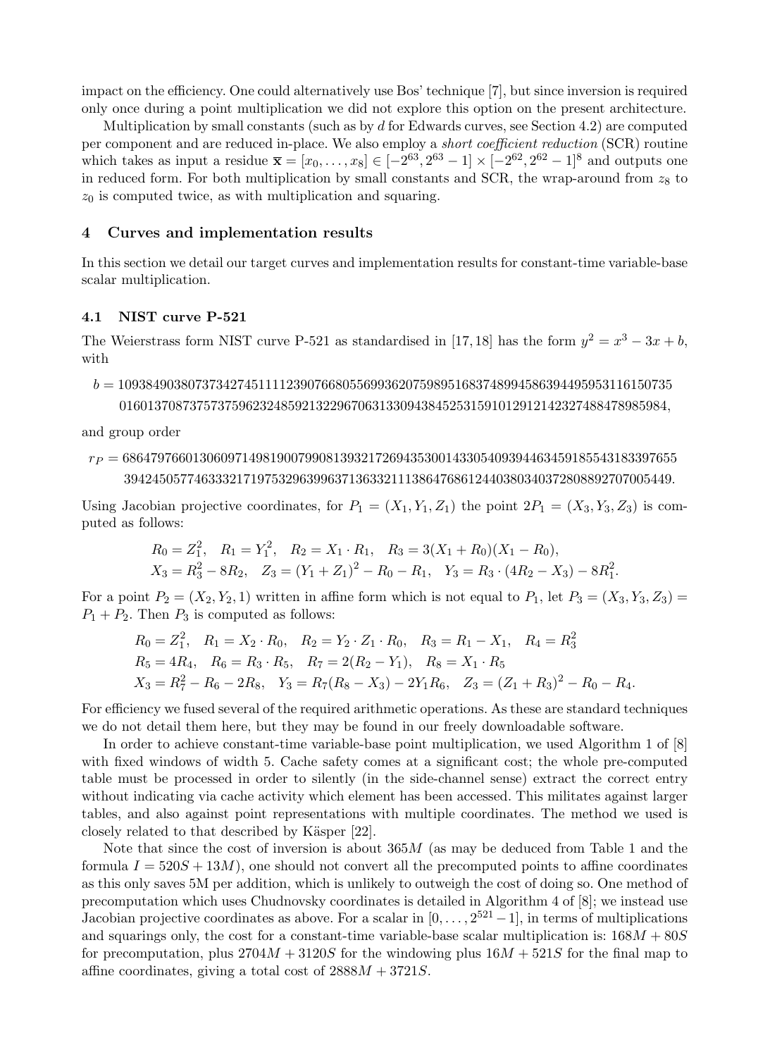impact on the efficiency. One could alternatively use Bos' technique [7], but since inversion is required only once during a point multiplication we did not explore this option on the present architecture.

Multiplication by small constants (such as by $d$ for Edwards curves, see Section 4.2) are computed per component and are reduced in-place. We also employ a *short coefficient reduction* (SCR) routine which takes as input a residue $\overline{\mathbf{x}} = [x_0, \ldots, x_8] \in [-2^{63}, 2^{63}-1] \times [-2^{62}, 2^{62}-1]^8$ and outputs one in reduced form. For both multiplication by small constants and SCR, the wrap-around from $z_8$ to $z_0$ is computed twice, as with multiplication and squaring.

## 4 Curves and implementation results

In this section we detail our target curves and implementation results for constant-time variable-base scalar multiplication.

### 4.1 NIST curve P-521

The Weierstrass form NIST curve P-521 as standardised in [17,18] has the form $y^2 = x^3 - 3x + b$, with

$$b = 10938490380737342745111123907668055699362075989516837489945863944959531161507350160137087375737596232485921322967063133094384525315910129121423274884789859 84,$$

and group order

$$r_P = 68647976601306097149819007990813932172694353001433054093944634591855431833976553942450577463332171975329639963713633211138647686124403803403728088927070054 49.$$

Using Jacobian projective coordinates, for $P_1 = (X_1, Y_1, Z_1)$ the point $2P_1 = (X_3, Y_3, Z_3)$ is computed as follows:

$$R_0 = Z_1^2, \quad R_1 = Y_1^2, \quad R_2 = X_1 \cdot R_1, \quad R_3 = 3(X_1 + R_0)(X_1 - R_0),$$
$$X_3 = R_3^2 - 8R_2, \quad Z_3 = (Y_1 + Z_1)^2 - R_0 - R_1, \quad Y_3 = R_3 \cdot (4R_2 - X_3) - 8R_1^2.$$

For a point $P_2 = (X_2, Y_2, 1)$ written in affine form which is not equal to $P_1$, let $P_3 = (X_3, Y_3, Z_3) = P_1 + P_2$. Then $P_3$ is computed as follows:

$$R_0 = Z_1^2, \quad R_1 = X_2 \cdot R_0, \quad R_2 = Y_2 \cdot Z_1 \cdot R_0, \quad R_3 = R_1 - X_1, \quad R_4 = R_3^2$$
$$R_5 = 4R_4, \quad R_6 = R_3 \cdot R_5, \quad R_7 = 2(R_2 - Y_1), \quad R_8 = X_1 \cdot R_5$$
$$X_3 = R_7^2 - R_6 - 2R_8, \quad Y_3 = R_7(R_8 - X_3) - 2Y_1R_6, \quad Z_3 = (Z_1 + R_3)^2 - R_0 - R_4.$$

For efficiency we fused several of the required arithmetic operations. As these are standard techniques we do not detail them here, but they may be found in our freely downloadable software.

In order to achieve constant-time variable-base point multiplication, we used Algorithm 1 of [8] with fixed windows of width 5. Cache safety comes at a significant cost; the whole pre-computed table must be processed in order to silently (in the side-channel sense) extract the correct entry without indicating via cache activity which element has been accessed. This militates against larger tables, and also against point representations with multiple coordinates. The method we used is closely related to that described by Käsper [22].

Note that since the cost of inversion is about $365M$ (as may be deduced from Table 1 and the formula $I = 520S + 13M$), one should not convert all the precomputed points to affine coordinates as this only saves 5M per addition, which is unlikely to outweigh the cost of doing so. One method of precomputation which uses Chudnovsky coordinates is detailed in Algorithm 4 of [8]; we instead use Jacobian projective coordinates as above. For a scalar in $[0, \ldots, 2^{521}-1]$, in terms of multiplications and squarings only, the cost for a constant-time variable-base scalar multiplication is: $168M + 80S$ for precomputation, plus $2704M + 3120S$ for the windowing plus $16M + 521S$ for the final map to affine coordinates, giving a total cost of $2888M + 3721S$.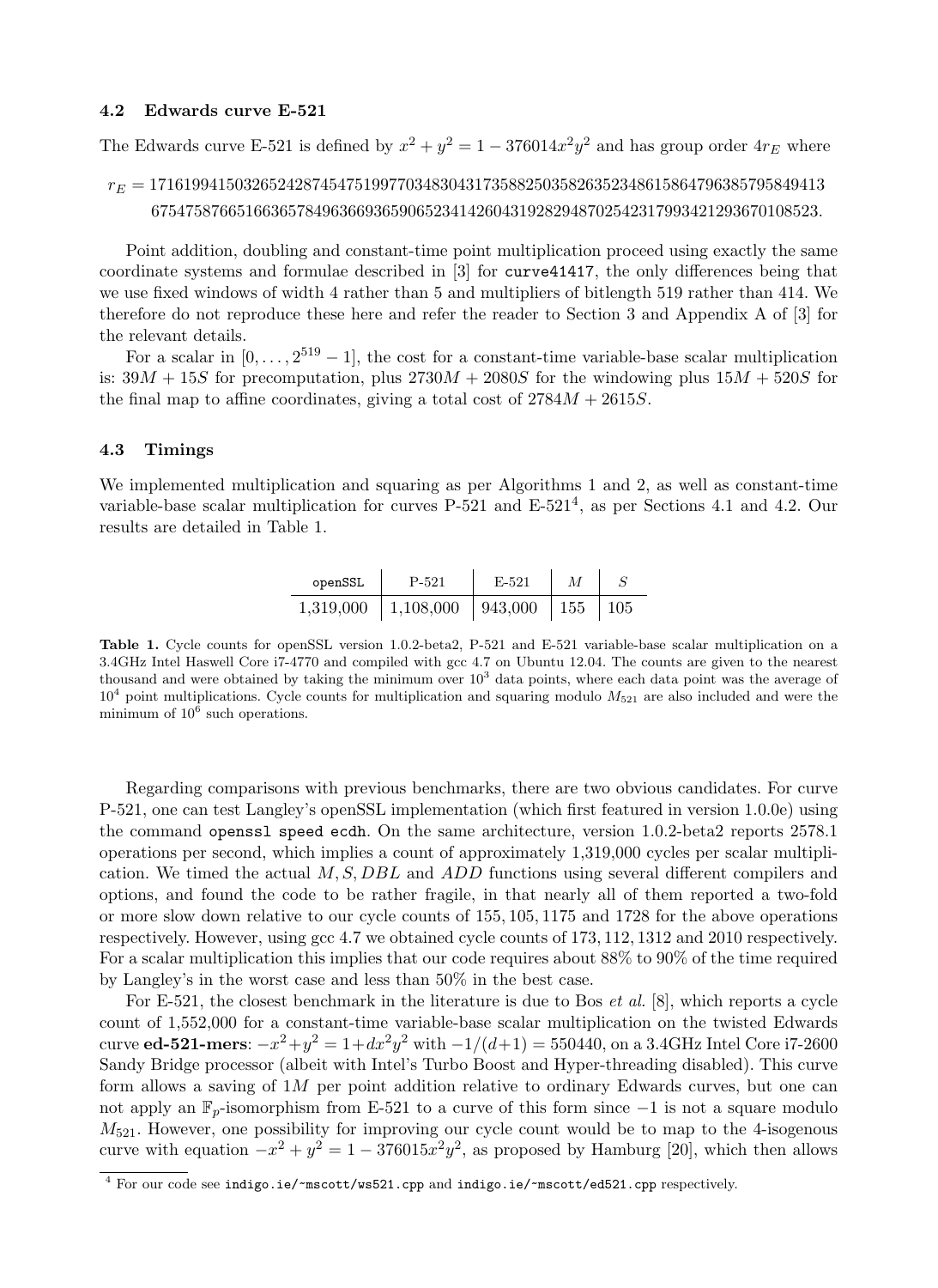### 4.2 Edwards curve E-521

The Edwards curve E-521 is defined by $x^2 + y^2 = 1 - 376014x^2y^2$ and has group order $4r_E$ where

$$r_E = 171619941503265242874547519977034830431735882503582635234861586479638579584941367547587665166365784963669365906523414260431928294870254231799342129367010852 3.$$

Point addition, doubling and constant-time point multiplication proceed using exactly the same coordinate systems and formulae described in [3] for `curve41417`, the only differences being that we use fixed windows of width 4 rather than 5 and multipliers of bitlength 519 rather than 414. We therefore do not reproduce these here and refer the reader to Section 3 and Appendix A of [3] for the relevant details.

For a scalar in $[0, \ldots, 2^{519} - 1]$, the cost for a constant-time variable-base scalar multiplication is: $39M + 15S$ for precomputation, plus $2730M + 2080S$ for the windowing plus $15M + 520S$ for the final map to affine coordinates, giving a total cost of $2784M + 2615S$.

### 4.3 Timings

We implemented multiplication and squaring as per Algorithms 1 and 2, as well as constant-time variable-base scalar multiplication for curves P-521 and E-521[4], as per Sections 4.1 and 4.2. Our results are detailed in Table 1.

| openSSL | P-521 | E-521 | $M$ | $S$ |
|---|---|---|---|---|
| 1,319,000 | 1,108,000 | 943,000 | 155 | 105 |

**Table 1.** Cycle counts for openSSL version 1.0.2-beta2, P-521 and E-521 variable-base scalar multiplication on a 3.4GHz Intel Haswell Core i7-4770 and compiled with gcc 4.7 on Ubuntu 12.04. The counts are given to the nearest thousand and were obtained by taking the minimum over $10^3$ data points, where each data point was the average of $10^4$ point multiplications. Cycle counts for multiplication and squaring modulo $M_{521}$ are also included and were the minimum of $10^6$ such operations.

Regarding comparisons with previous benchmarks, there are two obvious candidates. For curve P-521, one can test Langley's openSSL implementation (which first featured in version 1.0.0e) using the command `openssl speed ecdh`. On the same architecture, version 1.0.2-beta2 reports 2578.1 operations per second, which implies a count of approximately 1,319,000 cycles per scalar multiplication. We timed the actual $M, S, DBL$ and $ADD$ functions using several different compilers and options, and found the code to be rather fragile, in that nearly all of them reported a two-fold or more slow down relative to our cycle counts of 155, 105, 1175 and 1728 for the above operations respectively. However, using gcc 4.7 we obtained cycle counts of 173, 112, 1312 and 2010 respectively. For a scalar multiplication this implies that our code requires about 88% to 90% of the time required by Langley's in the worst case and less than 50% in the best case.

For E-521, the closest benchmark in the literature is due to Bos *et al.* [8], which reports a cycle count of 1,552,000 for a constant-time variable-base scalar multiplication on the twisted Edwards curve **ed-521-mers**: $-x^2+y^2 = 1+dx^2y^2$ with $-1/(d+1) = 550440$, on a 3.4GHz Intel Core i7-2600 Sandy Bridge processor (albeit with Intel's Turbo Boost and Hyper-threading disabled). This curve form allows a saving of $1M$ per point addition relative to ordinary Edwards curves, but one can not apply an $\mathbb{F}_p$-isomorphism from E-521 to a curve of this form since $-1$ is not a square modulo $M_{521}$. However, one possibility for improving our cycle count would be to map to the 4-isogenous curve with equation $-x^2 + y^2 = 1 - 376015x^2y^2$, as proposed by Hamburg [20], which then allows

[4] For our code see `indigo.ie/~mscott/ws521.cpp` and `indigo.ie/~mscott/ed521.cpp` respectively.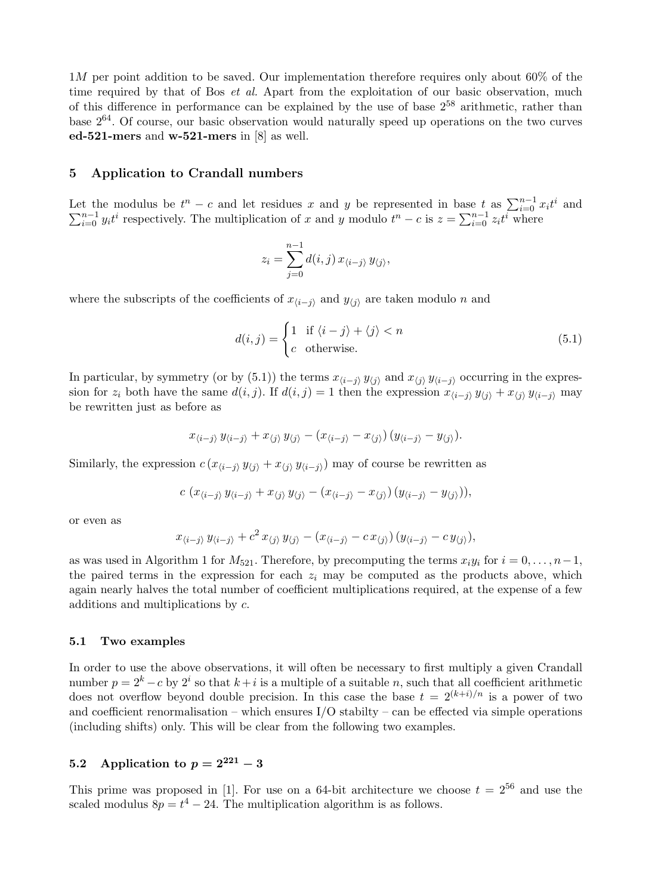$1M$ per point addition to be saved. Our implementation therefore requires only about 60% of the time required by that of Bos *et al.* Apart from the exploitation of our basic observation, much of this difference in performance can be explained by the use of base $2^{58}$ arithmetic, rather than base $2^{64}$. Of course, our basic observation would naturally speed up operations on the two curves **ed-521-mers** and **w-521-mers** in [8] as well.

## 5 Application to Crandall numbers

Let the modulus be $t^n - c$ and let residues $x$ and $y$ be represented in base $t$ as $\sum_{i=0}^{n-1} x_i t^i$ and $\sum_{i=0}^{n-1} y_i t^i$ respectively. The multiplication of $x$ and $y$ modulo $t^n - c$ is $z = \sum_{i=0}^{n-1} z_i t^i$ where

$$z_i = \sum_{j=0}^{n-1} d(i,j)\, x_{\langle i-j \rangle}\, y_{\langle j \rangle},$$

where the subscripts of the coefficients of $x_{\langle i-j \rangle}$ and $y_{\langle j \rangle}$ are taken modulo $n$ and

$$d(i,j) = \begin{cases} 1 & \text{if } \langle i-j \rangle + \langle j \rangle < n \\ c & \text{otherwise.} \end{cases} \tag{5.1}$$

In particular, by symmetry (or by (5.1)) the terms $x_{\langle i-j \rangle}\, y_{\langle j \rangle}$ and $x_{\langle j \rangle}\, y_{\langle i-j \rangle}$ occurring in the expression for $z_i$ both have the same $d(i,j)$. If $d(i,j) = 1$ then the expression $x_{\langle i-j \rangle}\, y_{\langle j \rangle} + x_{\langle j \rangle}\, y_{\langle i-j \rangle}$ may be rewritten just as before as

$$x_{\langle i-j \rangle}\, y_{\langle i-j \rangle} + x_{\langle j \rangle}\, y_{\langle j \rangle} - (x_{\langle i-j \rangle} - x_{\langle j \rangle})\,(y_{\langle i-j \rangle} - y_{\langle j \rangle}).$$

Similarly, the expression $c\,(x_{\langle i-j \rangle}\, y_{\langle j \rangle} + x_{\langle j \rangle}\, y_{\langle i-j \rangle})$ may of course be rewritten as

$$c\,\left(x_{\langle i-j \rangle}\, y_{\langle i-j \rangle} + x_{\langle j \rangle}\, y_{\langle j \rangle} - (x_{\langle i-j \rangle} - x_{\langle j \rangle})\,(y_{\langle i-j \rangle} - y_{\langle j \rangle})\right),$$

or even as

$$x_{\langle i-j \rangle}\, y_{\langle i-j \rangle} + c^2\, x_{\langle j \rangle}\, y_{\langle j \rangle} - (x_{\langle i-j \rangle} - c\, x_{\langle j \rangle})\,(y_{\langle i-j \rangle} - c\, y_{\langle j \rangle}),$$

as was used in Algorithm 1 for $M_{521}$. Therefore, by precomputing the terms $x_i y_i$ for $i = 0, \ldots, n-1$, the paired terms in the expression for each $z_i$ may be computed as the products above, which again nearly halves the total number of coefficient multiplications required, at the expense of a few additions and multiplications by $c$.

### 5.1 Two examples

In order to use the above observations, it will often be necessary to first multiply a given Crandall number $p = 2^k - c$ by $2^i$ so that $k + i$ is a multiple of a suitable $n$, such that all coefficient arithmetic does not overflow beyond double precision. In this case the base $t = 2^{(k+i)/n}$ is a power of two and coefficient renormalisation – which ensures I/O stabilty – can be effected via simple operations (including shifts) only. This will be clear from the following two examples.

### 5.2 Application to $p = 2^{221} - 3$

This prime was proposed in [1]. For use on a 64-bit architecture we choose $t = 2^{56}$ and use the scaled modulus $8p = t^4 - 24$. The multiplication algorithm is as follows.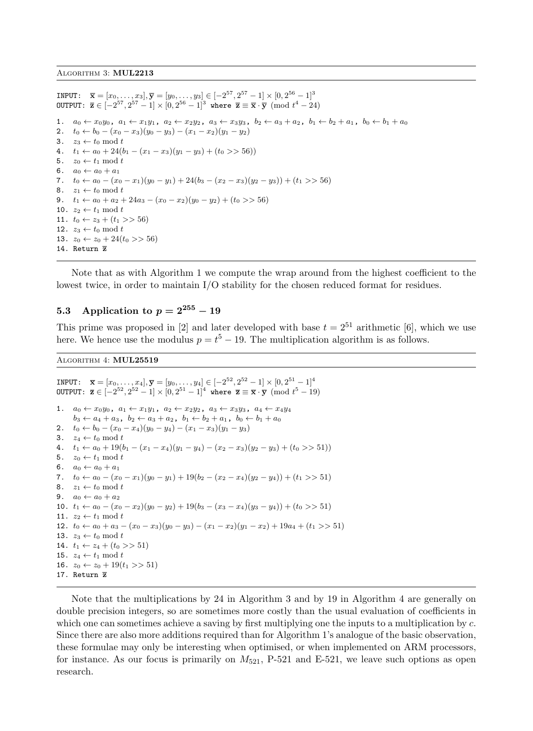Algorithm 3: **MUL2213**

```
INPUT:  x̄ = [x_0, ..., x_3], ȳ = [y_0, ..., y_3] ∈ [−2^57, 2^57 − 1] × [0, 2^56 − 1]^3
OUTPUT: z̄ ∈ [−2^57, 2^57 − 1] × [0, 2^56 − 1]^3 where z̄ ≡ x̄ · ȳ (mod t^4 − 24)
```

1. $a_0 \leftarrow x_0y_0,\ a_1 \leftarrow x_1y_1,\ a_2 \leftarrow x_2y_2,\ a_3 \leftarrow x_3y_3,\ b_2 \leftarrow a_3 + a_2,\ b_1 \leftarrow b_2 + a_1,\ b_0 \leftarrow b_1 + a_0$
2. $t_0 \leftarrow b_0 - (x_0 - x_3)(y_0 - y_3) - (x_1 - x_2)(y_1 - y_2)$
3. $z_3 \leftarrow t_0 \bmod t$
4. $t_1 \leftarrow a_0 + 24(b_1 - (x_1 - x_3)(y_1 - y_3) + (t_0 >> 56))$
5. $z_0 \leftarrow t_1 \bmod t$
6. $a_0 \leftarrow a_0 + a_1$
7. $t_0 \leftarrow a_0 - (x_0 - x_1)(y_0 - y_1) + 24(b_3 - (x_2 - x_3)(y_2 - y_3)) + (t_1 >> 56)$
8. $z_1 \leftarrow t_0 \bmod t$
9. $t_1 \leftarrow a_0 + a_2 + 24a_3 - (x_0 - x_2)(y_0 - y_2) + (t_0 >> 56)$
10. $z_2 \leftarrow t_1 \bmod t$
11. $t_0 \leftarrow z_3 + (t_1 >> 56)$
12. $z_3 \leftarrow t_0 \bmod t$
13. $z_0 \leftarrow z_0 + 24(t_0 >> 56)$
14. Return $\overline{\mathbf{z}}$

Note that as with Algorithm 1 we compute the wrap around from the highest coefficient to the lowest twice, in order to maintain I/O stability for the chosen reduced format for residues.

### 5.3 Application to $p = 2^{255} - 19$

This prime was proposed in [2] and later developed with base $t = 2^{51}$ arithmetic [6], which we use here. We hence use the modulus $p = t^5 - 19$. The multiplication algorithm is as follows.

Algorithm 4: **MUL25519**

```
INPUT:  x̄ = [x_0, ..., x_4], ȳ = [y_0, ..., y_4] ∈ [−2^52, 2^52 − 1] × [0, 2^51 − 1]^4
OUTPUT: z̄ ∈ [−2^52, 2^52 − 1] × [0, 2^51 − 1]^4 where z̄ ≡ x̄ · ȳ (mod t^5 − 19)
```

1. $a_0 \leftarrow x_0y_0,\ a_1 \leftarrow x_1y_1,\ a_2 \leftarrow x_2y_2,\ a_3 \leftarrow x_3y_3,\ a_4 \leftarrow x_4y_4$
   $b_3 \leftarrow a_4 + a_3,\ b_2 \leftarrow a_3 + a_2,\ b_1 \leftarrow b_2 + a_1,\ b_0 \leftarrow b_1 + a_0$
2. $t_0 \leftarrow b_0 - (x_0 - x_4)(y_0 - y_4) - (x_1 - x_3)(y_1 - y_3)$
3. $z_4 \leftarrow t_0 \bmod t$
4. $t_1 \leftarrow a_0 + 19(b_1 - (x_1 - x_4)(y_1 - y_4) - (x_2 - x_3)(y_2 - y_3) + (t_0 >> 51))$
5. $z_0 \leftarrow t_1 \bmod t$
6. $a_0 \leftarrow a_0 + a_1$
7. $t_0 \leftarrow a_0 - (x_0 - x_1)(y_0 - y_1) + 19(b_2 - (x_2 - x_4)(y_2 - y_4)) + (t_1 >> 51)$
8. $z_1 \leftarrow t_0 \bmod t$
9. $a_0 \leftarrow a_0 + a_2$
10. $t_1 \leftarrow a_0 - (x_0 - x_2)(y_0 - y_2) + 19(b_3 - (x_3 - x_4)(y_3 - y_4)) + (t_0 >> 51)$
11. $z_2 \leftarrow t_1 \bmod t$
12. $t_0 \leftarrow a_0 + a_3 - (x_0 - x_3)(y_0 - y_3) - (x_1 - x_2)(y_1 - x_2) + 19a_4 + (t_1 >> 51)$
13. $z_3 \leftarrow t_0 \bmod t$
14. $t_1 \leftarrow z_4 + (t_0 >> 51)$
15. $z_4 \leftarrow t_1 \bmod t$
16. $z_0 \leftarrow z_0 + 19(t_1 >> 51)$
17. Return $\overline{\mathbf{z}}$

Note that the multiplications by 24 in Algorithm 3 and by 19 in Algorithm 4 are generally on double precision integers, so are sometimes more costly than the usual evaluation of coefficients in which one can sometimes achieve a saving by first multiplying one the inputs to a multiplication by $c$. Since there are also more additions required than for Algorithm 1's analogue of the basic observation, these formulae may only be interesting when optimised, or when implemented on ARM processors, for instance. As our focus is primarily on $M_{521}$, P-521 and E-521, we leave such options as open research.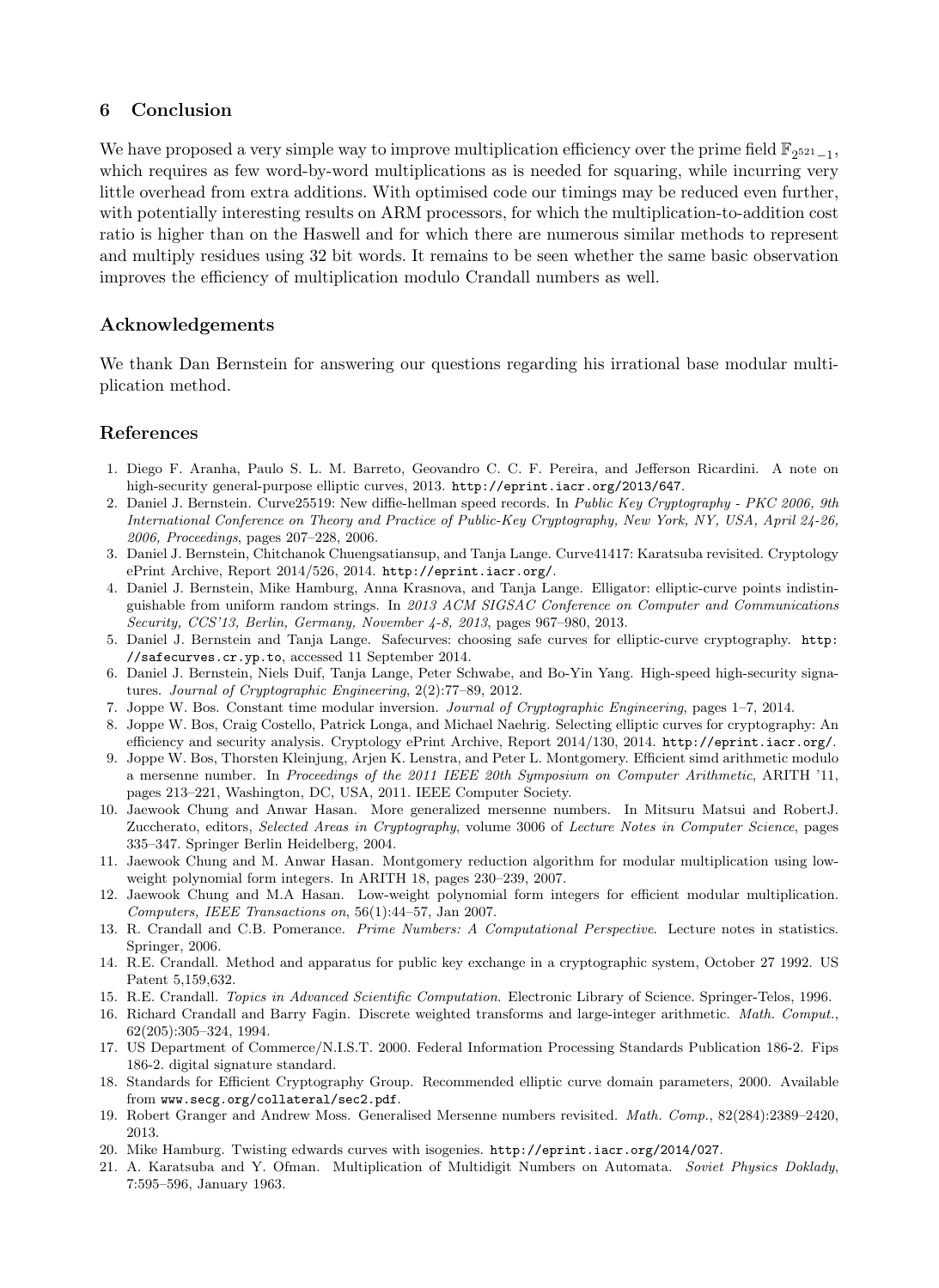## 6 Conclusion

We have proposed a very simple way to improve multiplication efficiency over the prime field $\mathbb{F}_{2^{521}-1}$, which requires as few word-by-word multiplications as is needed for squaring, while incurring very little overhead from extra additions. With optimised code our timings may be reduced even further, with potentially interesting results on ARM processors, for which the multiplication-to-addition cost ratio is higher than on the Haswell and for which there are numerous similar methods to represent and multiply residues using 32 bit words. It remains to be seen whether the same basic observation improves the efficiency of multiplication modulo Crandall numbers as well.

## Acknowledgements

We thank Dan Bernstein for answering our questions regarding his irrational base modular multiplication method.

## References

1. Diego F. Aranha, Paulo S. L. M. Barreto, Geovandro C. C. F. Pereira, and Jefferson Ricardini. A note on high-security general-purpose elliptic curves, 2013. `http://eprint.iacr.org/2013/647`.
2. Daniel J. Bernstein. Curve25519: New diffie-hellman speed records. In *Public Key Cryptography - PKC 2006, 9th International Conference on Theory and Practice of Public-Key Cryptography, New York, NY, USA, April 24-26, 2006, Proceedings*, pages 207–228, 2006.
3. Daniel J. Bernstein, Chitchanok Chuengsatiansup, and Tanja Lange. Curve41417: Karatsuba revisited. Cryptology ePrint Archive, Report 2014/526, 2014. `http://eprint.iacr.org/`.
4. Daniel J. Bernstein, Mike Hamburg, Anna Krasnova, and Tanja Lange. Elligator: elliptic-curve points indistinguishable from uniform random strings. In *2013 ACM SIGSAC Conference on Computer and Communications Security, CCS'13, Berlin, Germany, November 4-8, 2013*, pages 967–980, 2013.
5. Daniel J. Bernstein and Tanja Lange. Safecurves: choosing safe curves for elliptic-curve cryptography. `http://safecurves.cr.yp.to`, accessed 11 September 2014.
6. Daniel J. Bernstein, Niels Duif, Tanja Lange, Peter Schwabe, and Bo-Yin Yang. High-speed high-security signatures. *Journal of Cryptographic Engineering*, 2(2):77–89, 2012.
7. Joppe W. Bos. Constant time modular inversion. *Journal of Cryptographic Engineering*, pages 1–7, 2014.
8. Joppe W. Bos, Craig Costello, Patrick Longa, and Michael Naehrig. Selecting elliptic curves for cryptography: An efficiency and security analysis. Cryptology ePrint Archive, Report 2014/130, 2014. `http://eprint.iacr.org/`.
9. Joppe W. Bos, Thorsten Kleinjung, Arjen K. Lenstra, and Peter L. Montgomery. Efficient simd arithmetic modulo a mersenne number. In *Proceedings of the 2011 IEEE 20th Symposium on Computer Arithmetic*, ARITH '11, pages 213–221, Washington, DC, USA, 2011. IEEE Computer Society.
10. Jaewook Chung and Anwar Hasan. More generalized mersenne numbers. In Mitsuru Matsui and RobertJ. Zuccherato, editors, *Selected Areas in Cryptography*, volume 3006 of *Lecture Notes in Computer Science*, pages 335–347. Springer Berlin Heidelberg, 2004.
11. Jaewook Chung and M. Anwar Hasan. Montgomery reduction algorithm for modular multiplication using low-weight polynomial form integers. In ARITH 18, pages 230–239, 2007.
12. Jaewook Chung and M.A Hasan. Low-weight polynomial form integers for efficient modular multiplication. *Computers, IEEE Transactions on*, 56(1):44–57, Jan 2007.
13. R. Crandall and C.B. Pomerance. *Prime Numbers: A Computational Perspective*. Lecture notes in statistics. Springer, 2006.
14. R.E. Crandall. Method and apparatus for public key exchange in a cryptographic system, October 27 1992. US Patent 5,159,632.
15. R.E. Crandall. *Topics in Advanced Scientific Computation*. Electronic Library of Science. Springer-Telos, 1996.
16. Richard Crandall and Barry Fagin. Discrete weighted transforms and large-integer arithmetic. *Math. Comput.*, 62(205):305–324, 1994.
17. US Department of Commerce/N.I.S.T. 2000. Federal Information Processing Standards Publication 186-2. Fips 186-2. digital signature standard.
18. Standards for Efficient Cryptography Group. Recommended elliptic curve domain parameters, 2000. Available from `www.secg.org/collateral/sec2.pdf`.
19. Robert Granger and Andrew Moss. Generalised Mersenne numbers revisited. *Math. Comp.*, 82(284):2389–2420, 2013.
20. Mike Hamburg. Twisting edwards curves with isogenies. `http://eprint.iacr.org/2014/027`.
21. A. Karatsuba and Y. Ofman. Multiplication of Multidigit Numbers on Automata. *Soviet Physics Doklady*, 7:595–596, January 1963.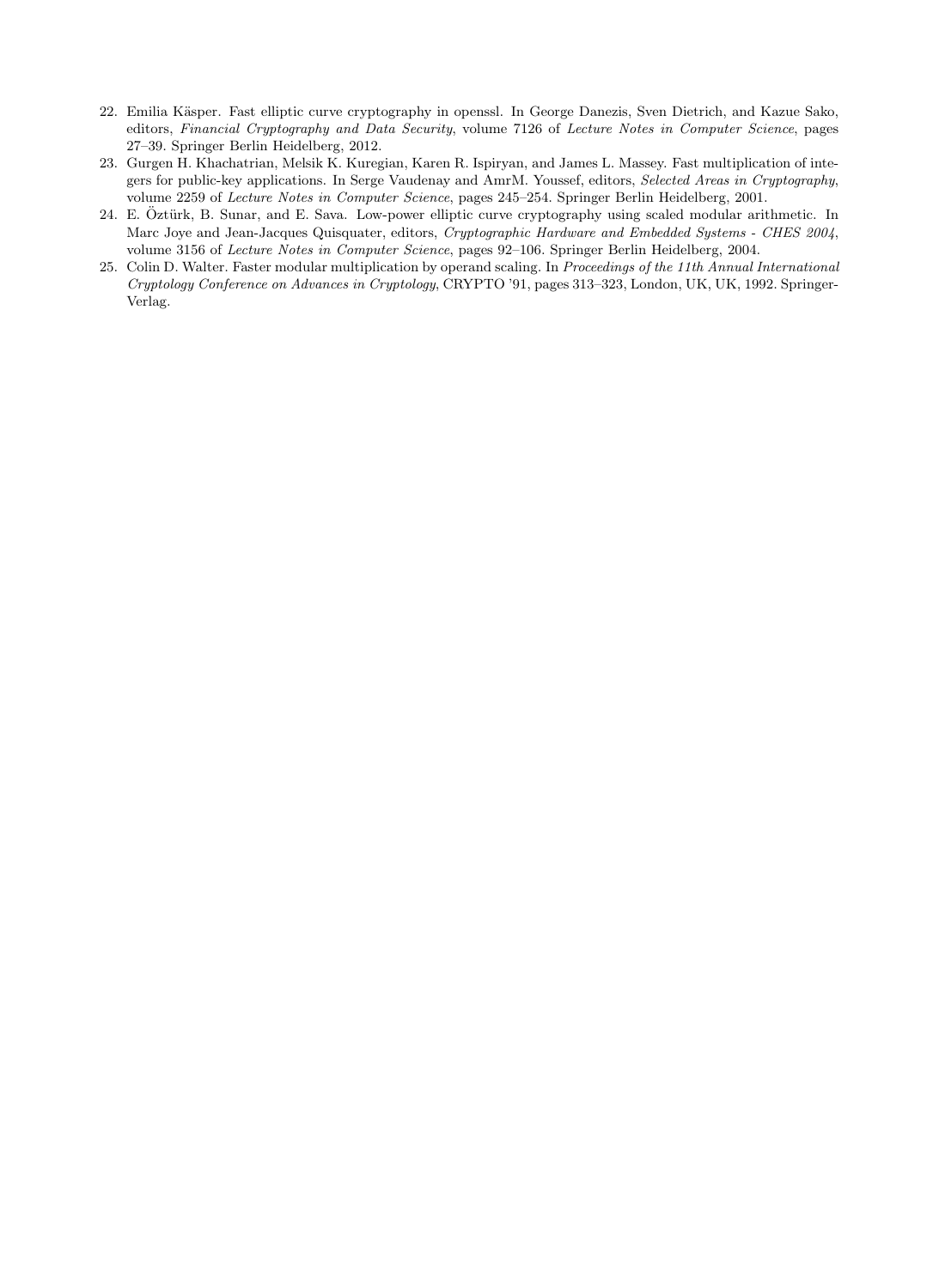22. Emilia Käsper. Fast elliptic curve cryptography in openssl. In George Danezis, Sven Dietrich, and Kazue Sako, editors, *Financial Cryptography and Data Security*, volume 7126 of *Lecture Notes in Computer Science*, pages 27–39. Springer Berlin Heidelberg, 2012.
23. Gurgen H. Khachatrian, Melsik K. Kuregian, Karen R. Ispiryan, and James L. Massey. Fast multiplication of integers for public-key applications. In Serge Vaudenay and AmrM. Youssef, editors, *Selected Areas in Cryptography*, volume 2259 of *Lecture Notes in Computer Science*, pages 245–254. Springer Berlin Heidelberg, 2001.
24. E. Öztürk, B. Sunar, and E. Sava. Low-power elliptic curve cryptography using scaled modular arithmetic. In Marc Joye and Jean-Jacques Quisquater, editors, *Cryptographic Hardware and Embedded Systems - CHES 2004*, volume 3156 of *Lecture Notes in Computer Science*, pages 92–106. Springer Berlin Heidelberg, 2004.
25. Colin D. Walter. Faster modular multiplication by operand scaling. In *Proceedings of the 11th Annual International Cryptology Conference on Advances in Cryptology*, CRYPTO '91, pages 313–323, London, UK, UK, 1992. Springer-Verlag.